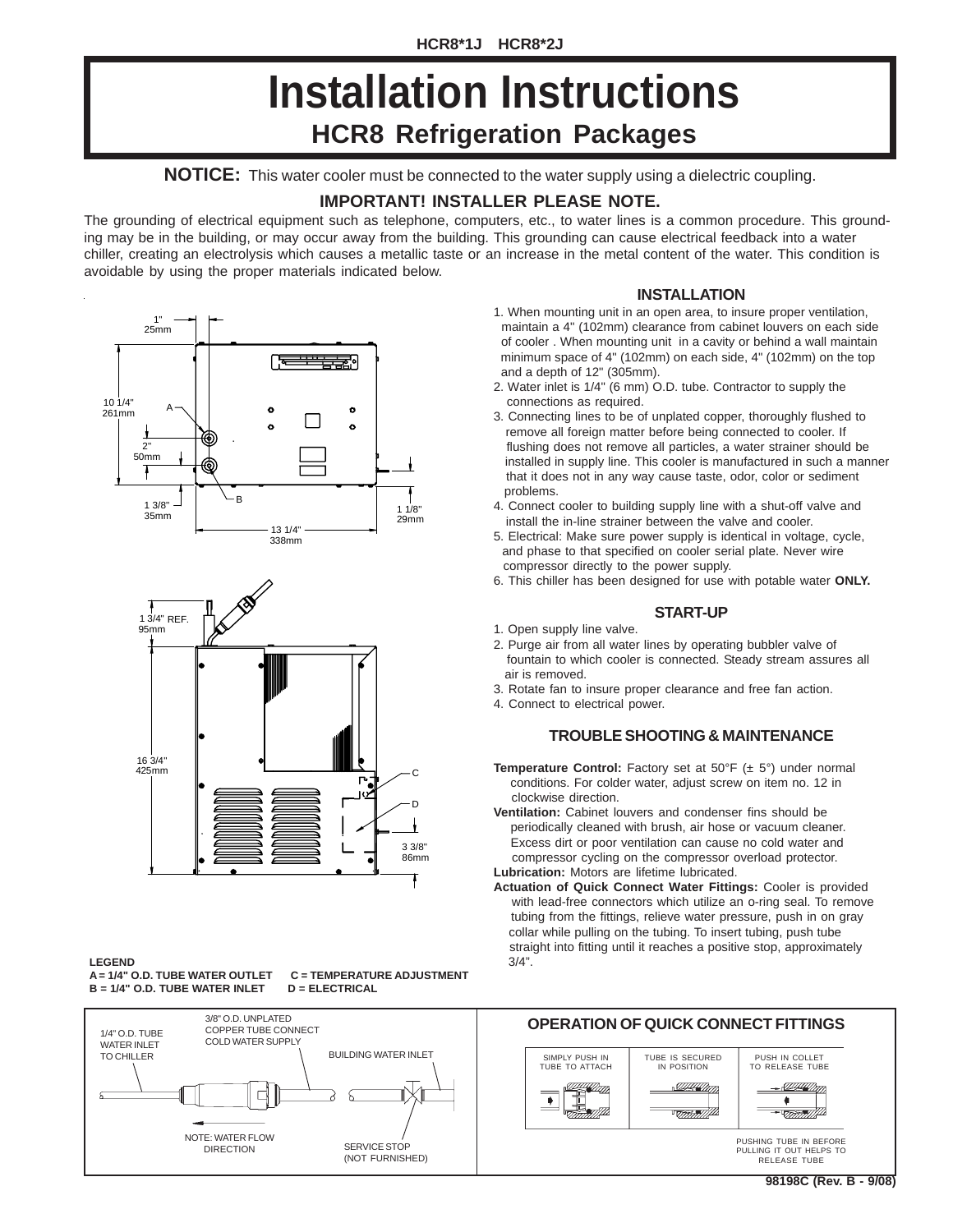HCR8*1J HCR8*2J

# Installation Instructions

## HCR8 Refrigeration Packages

**NOTICE:** This water cooler must be connected to the water supply using a dielectric coupling.

### IMPORTANT! INSTALLER PLEASE NOTE.

The grounding of electrical equipment such as telephone, computers, etc., to water lines is a common procedure. This grounding may be in the building, or may occur away from the building. This grounding can cause electrical feedback into a water chiller, creating an electrolysis which causes a metallic taste or an increase in the metal content of the water. This condition is avoidable by using the proper materials indicated below.

1" 25mm
10 1/4" 261mm
A
2" 50mm
B
1 3/8" 35mm
1 1/8" 29mm
13 1/4" 338mm

1 3/4" REF. 95mm
16 3/4" 425mm
C
D
3 3/8" 86mm

**LEGEND**
**A = 1/4" O.D. TUBE WATER OUTLET C = TEMPERATURE ADJUSTMENT**
**B = 1/4" O.D. TUBE WATER INLET D = ELECTRICAL**

### INSTALLATION

1. When mounting unit in an open area, to insure proper ventilation, maintain a 4" (102mm) clearance from cabinet louvers on each side of cooler . When mounting unit in a cavity or behind a wall maintain minimum space of 4" (102mm) on each side, 4" (102mm) on the top and a depth of 12" (305mm).
2. Water inlet is 1/4" (6 mm) O.D. tube. Contractor to supply the connections as required.
3. Connecting lines to be of unplated copper, thoroughly flushed to remove all foreign matter before being connected to cooler. If flushing does not remove all particles, a water strainer should be installed in supply line. This cooler is manufactured in such a manner that it does not in any way cause taste, odor, color or sediment problems.
4. Connect cooler to building supply line with a shut-off valve and install the in-line strainer between the valve and cooler.
5. Electrical: Make sure power supply is identical in voltage, cycle, and phase to that specified on cooler serial plate. Never wire compressor directly to the power supply.
6. This chiller has been designed for use with potable water **ONLY.**

### START-UP

1. Open supply line valve.
2. Purge air from all water lines by operating bubbler valve of fountain to which cooler is connected. Steady stream assures all air is removed.
3. Rotate fan to insure proper clearance and free fan action.
4. Connect to electrical power.

### TROUBLE SHOOTING & MAINTENANCE

**Temperature Control:** Factory set at 50°F (± 5°) under normal conditions. For colder water, adjust screw on item no. 12 in clockwise direction.

**Ventilation:** Cabinet louvers and condenser fins should be periodically cleaned with brush, air hose or vacuum cleaner. Excess dirt or poor ventilation can cause no cold water and compressor cycling on the compressor overload protector.

**Lubrication:** Motors are lifetime lubricated.

**Actuation of Quick Connect Water Fittings:** Cooler is provided with lead-free connectors which utilize an o-ring seal. To remove tubing from the fittings, relieve water pressure, push in on gray collar while pulling on the tubing. To insert tubing, push tube straight into fitting until it reaches a positive stop, approximately 3/4".

1/4" O.D. TUBE WATER INLET TO CHILLER
3/8" O.D. UNPLATED COPPER TUBE CONNECT COLD WATER SUPPLY
BUILDING WATER INLET
NOTE: WATER FLOW DIRECTION
SERVICE STOP (NOT FURNISHED)

### OPERATION OF QUICK CONNECT FITTINGS

SIMPLY PUSH IN TUBE TO ATTACH
TUBE IS SECURED IN POSITION
PUSH IN COLLET TO RELEASE TUBE

PUSHING TUBE IN BEFORE PULLING IT OUT HELPS TO RELEASE TUBE

98198C (Rev. B - 9/08)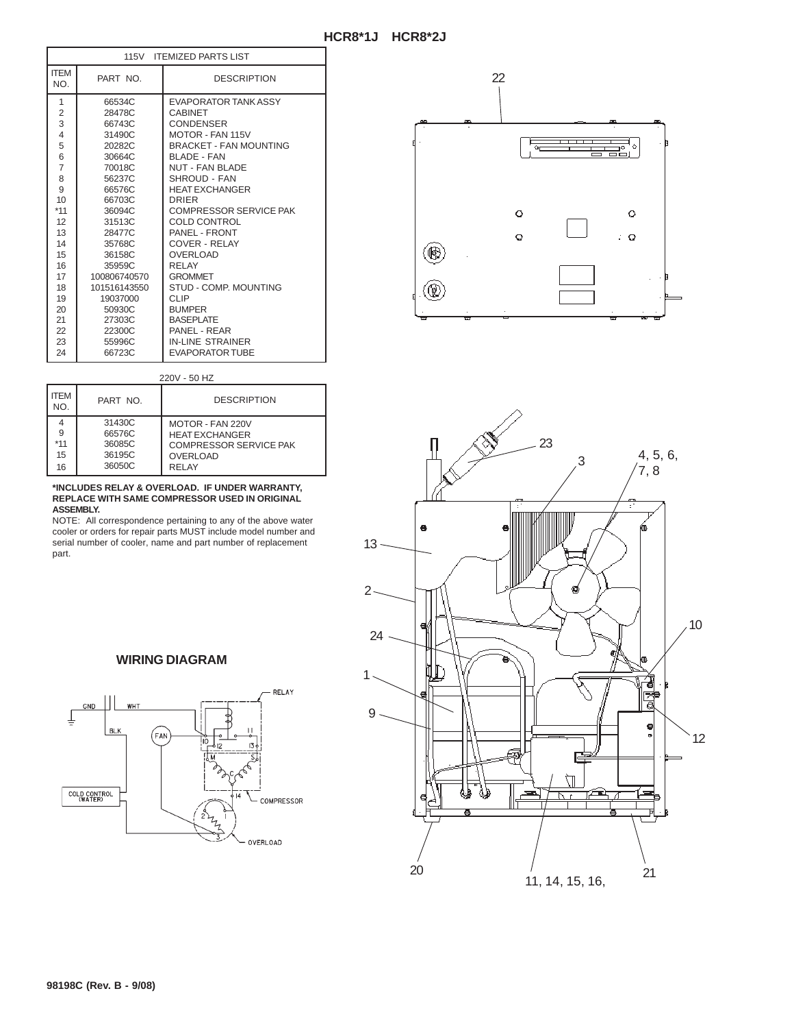# HCR8*1J HCR8*2J

| 115V ITEMIZED PARTS LIST | | |
|---|---|---|
| ITEM NO. | PART NO. | DESCRIPTION |
| 1 | 66534C | EVAPORATOR TANK ASSY |
| 2 | 28478C | CABINET |
| 3 | 66743C | CONDENSER |
| 4 | 31490C | MOTOR - FAN 115V |
| 5 | 20282C | BRACKET - FAN MOUNTING |
| 6 | 30664C | BLADE - FAN |
| 7 | 70018C | NUT - FAN BLADE |
| 8 | 56237C | SHROUD - FAN |
| 9 | 66576C | HEAT EXCHANGER |
| 10 | 66703C | DRIER |
| *11 | 36094C | COMPRESSOR SERVICE PAK |
| 12 | 31513C | COLD CONTROL |
| 13 | 28477C | PANEL - FRONT |
| 14 | 35768C | COVER - RELAY |
| 15 | 36158C | OVERLOAD |
| 16 | 35959C | RELAY |
| 17 | 100806740570 | GROMMET |
| 18 | 101516143550 | STUD - COMP. MOUNTING |
| 19 | 19037000 | CLIP |
| 20 | 50930C | BUMPER |
| 21 | 27303C | BASEPLATE |
| 22 | 22300C | PANEL - REAR |
| 23 | 55996C | IN-LINE STRAINER |
| 24 | 66723C | EVAPORATOR TUBE |

220V - 50 HZ

| ITEM NO. | PART NO. | DESCRIPTION |
|---|---|---|
| 4 | 31430C | MOTOR - FAN 220V |
| 9 | 66576C | HEAT EXCHANGER |
| *11 | 36085C | COMPRESSOR SERVICE PAK |
| 15 | 36195C | OVERLOAD |
| 16 | 36050C | RELAY |

**\*INCLUDES RELAY & OVERLOAD. IF UNDER WARRANTY, REPLACE WITH SAME COMPRESSOR USED IN ORIGINAL ASSEMBLY.**

NOTE: All correspondence pertaining to any of the above water cooler or orders for repair parts MUST include model number and serial number of cooler, name and part number of replacement part.

## WIRING DIAGRAM

98198C (Rev. B - 9/08)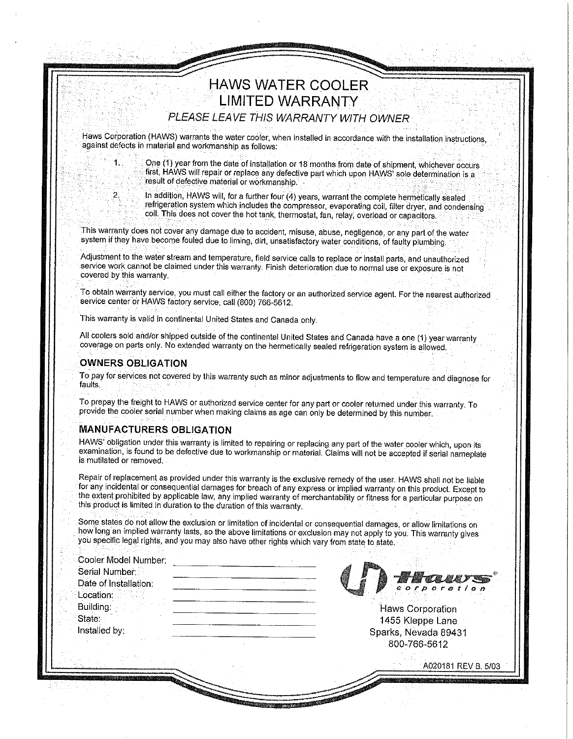# HAWS WATER COOLER
# LIMITED WARRANTY

*PLEASE LEAVE THIS WARRANTY WITH OWNER*

Haws Corporation (HAWS) warrants the water cooler, when installed in accordance with the installation instructions, against defects in material and workmanship as follows:

1. One (1) year from the date of installation or 18 months from date of shipment, whichever occurs first, HAWS will repair or replace any defective part which upon HAWS' sole determination is a result of defective material or workmanship.
2. In addition, HAWS will, for a further four (4) years, warrant the complete hermetically sealed refrigeration system which includes the compressor, evaporating coil, filter dryer, and condensing coil. This does not cover the hot tank, thermostat, fan, relay, overload or capacitors.

This warranty does not cover any damage due to accident, misuse, abuse, negligence, or any part of the water system if they have become fouled due to liming, dirt, unsatisfactory water conditions, of faulty plumbing.

Adjustment to the water stream and temperature, field service calls to replace or install parts, and unauthorized service work cannot be claimed under this warranty. Finish deterioration due to normal use or exposure is not covered by this warranty.

To obtain warranty service, you must call either the factory or an authorized service agent. For the nearest authorized service center or HAWS factory service, call (800) 766-5612.

This warranty is valid in continental United States and Canada only.

All coolers sold and/or shipped outside of the continental United States and Canada have a one (1) year warranty coverage on parts only. No extended warranty on the hermetically sealed refrigeration system is allowed.

## OWNERS OBLIGATION

To pay for services not covered by this warranty such as minor adjustments to flow and temperature and diagnose for faults.

To prepay the freight to HAWS or authorized service center for any part or cooler returned under this warranty. To provide the cooler serial number when making claims as age can only be determined by this number.

## MANUFACTURERS OBLIGATION

HAWS' obligation under this warranty is limited to repairing or replacing any part of the water cooler which, upon its examination, is found to be defective due to workmanship or material. Claims will not be accepted if serial nameplate is mutilated or removed.

Repair of replacement as provided under this warranty is the exclusive remedy of the user. HAWS shall not be liable for any incidental or consequential damages for breach of any express or implied warranty on this product. Except to the extent prohibited by applicable law, any implied warranty of merchantability or fitness for a particular purpose on this product is limited in duration to the duration of this warranty.

Some states do not allow the exclusion or limitation of incidental or consequential damages, or allow limitations on how long an implied warranty lasts, so the above limitations or exclusion may not apply to you. This warranty gives you specific legal rights, and you may also have other rights which vary from state to state.

Cooler Model Number: ____________________

Serial Number: ____________________

Date of Installation: ____________________

Location: ____________________

Building: ____________________

State: ____________________

Installed by: ____________________

Haws Corporation
1455 Kleppe Lane
Sparks, Nevada 89431
800-766-5612

A020181 REV B. 5/03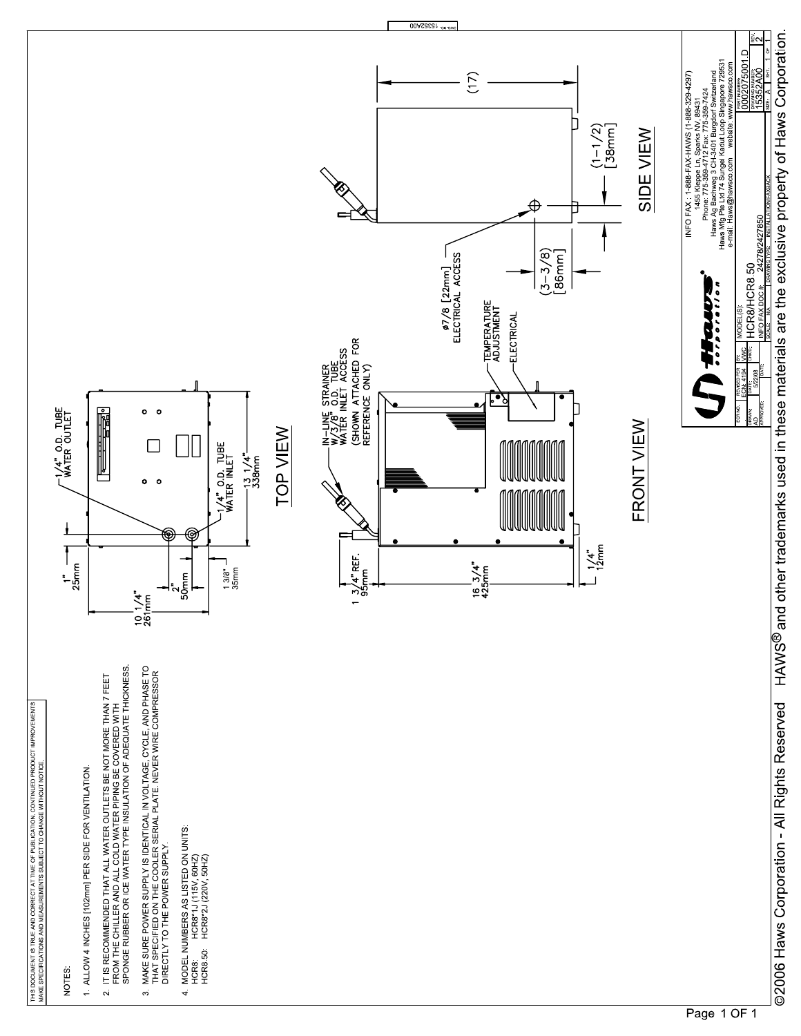THIS DOCUMENT IS TRUE AND CORRECT AT TIME OF PUBLICATION. CONTINUED PRODUCT IMPROVEMENTS MAKE SPECIFICATIONS AND MEASUREMENTS SUBJECT TO CHANGE WITHOUT NOTICE.

NOTES:

1. ALLOW 4 INCHES [102mm] PER SIDE FOR VENTILATION.
2. IT IS RECOMMENDED THAT ALL WATER OUTLETS BE NOT MORE THAN 7 FEET FROM THE CHILLER AND ALL COLD WATER PIPING BE COVERED WITH SPONGE RUBBER OR ICE WATER TYPE INSULATION OF ADEQUATE THICKNESS.
3. MAKE SURE POWER SUPPLY IS IDENTICAL IN VOLTAGE, CYCLE, AND PHASE TO THAT SPECIFIED ON THE COOLER SERIAL PLATE. NEVER WIRE COMPRESSOR DIRECTLY TO THE POWER SUPPLY.
4. MODEL NUMBERS AS LISTED ON UNITS:
   HCR8: HCR8*1J (115V, 60HZ)
   HCR8.50: HCR8*2J (220V, 50HZ)

TOP VIEW

1/4" O.D. TUBE WATER OUTLET
1/4" O.D. TUBE WATER INLET
1" 25mm
10 1/4" 261mm
2" 50mm
1 3/8" 35mm
13 1/4" 338mm

FRONT VIEW

IN-LINE STRAINER W/3/8" O.D. TUBE WATER INLET ACCESS (SHOWN ATTACHED FOR REFERENCE ONLY)
TEMPERATURE ADJUSTMENT
ELECTRICAL
1 3/4" REF. 95mm
16 3/4" 425mm
1/4" 12mm

SIDE VIEW

ø7/8 [22mm] ELECTRICAL ACCESS
(17)
(1-1/2) [38mm]
(3-3/8) [86mm]

INFO FAX: 1-888-FAX-HAWS (1-888-329-4297)
1455 Kleppe Ln, Sparks NV, 89431
Phone: 775-359-4712 Fax: 775-359-7424
Haws Ag Bachweg 3 CH-3401 Burgdorf Switzerland
Haws Mfg Pte Ltd 74 Sungei Kadut Loop Singapore 729531
e-mail: Haws@hawsco.com website: www.hawsco.com

| | | | | |
|---|---|---|---|---|
| ECN NO.: | REVISED PER: ECN 4194 | BY: VWC | MODEL(S): HCR8/HCR8.50 | PART NUMBER: 0002075001.D REV.: 2 |
| DRAWN: AD | DATE: 5/22/08 | CHK'D: | INFO FAX DOC #: 24278/2427850 | DRAWING NUMBER: 15352A00 |
| APPROVED: | DATE: | | SCALE: N/A DRAWING TYPE: INSTALLATION/FAXBACK | SIZE: A SHT. 1 OF 1 |

DWG. NO. 15352A00

©2006 Haws Corporation - All Rights Reserved HAWS® and other trademarks used in these materials are the exclusive property of Haws Corporation.